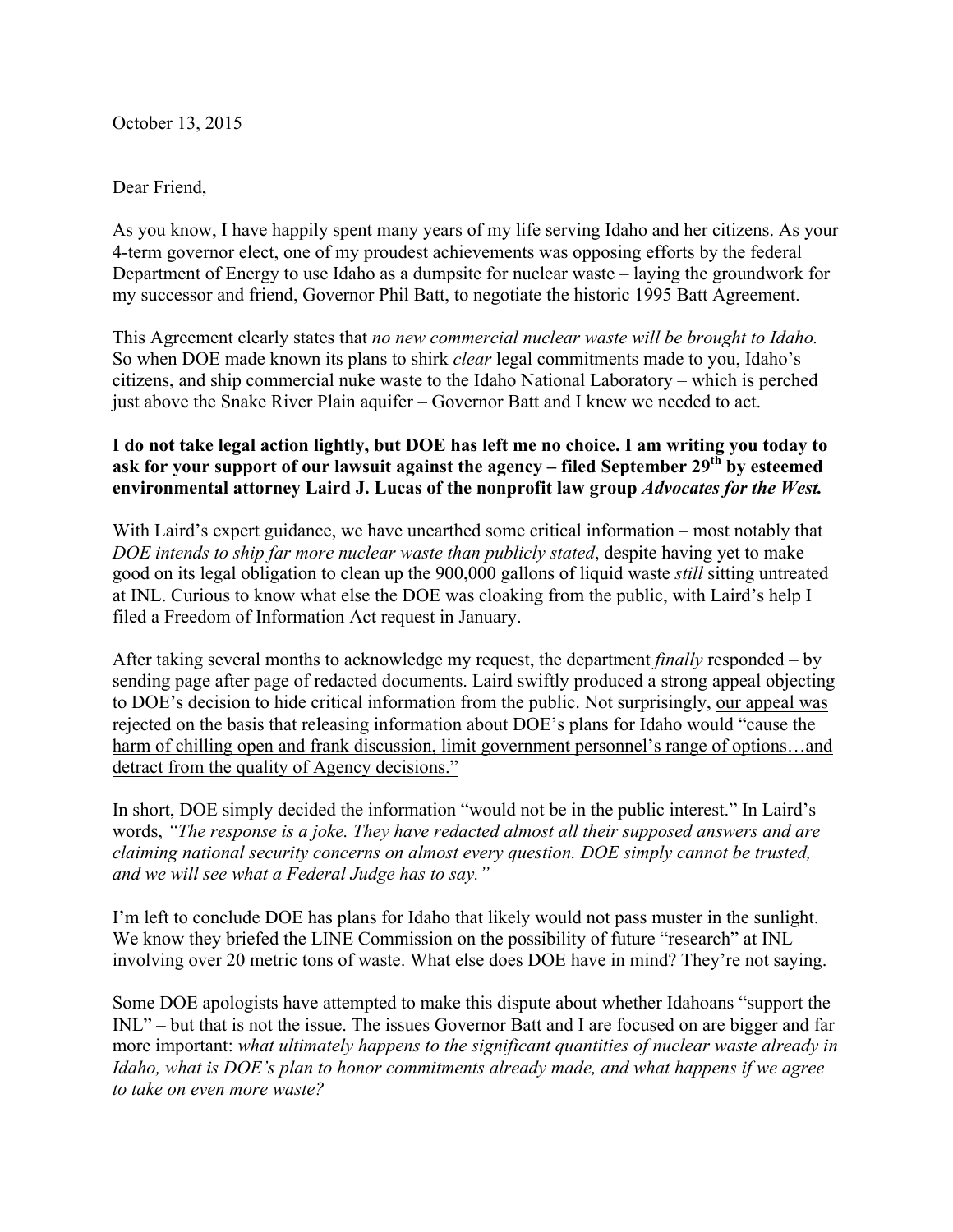October 13, 2015

Dear Friend,

As you know, I have happily spent many years of my life serving Idaho and her citizens. As your 4-term governor elect, one of my proudest achievements was opposing efforts by the federal Department of Energy to use Idaho as a dumpsite for nuclear waste – laying the groundwork for my successor and friend, Governor Phil Batt, to negotiate the historic 1995 Batt Agreement.

This Agreement clearly states that *no new commercial nuclear waste will be brought to Idaho.* So when DOE made known its plans to shirk *clear* legal commitments made to you, Idaho's citizens, and ship commercial nuke waste to the Idaho National Laboratory – which is perched just above the Snake River Plain aquifer – Governor Batt and I knew we needed to act.

**I do not take legal action lightly, but DOE has left me no choice. I am writing you today to ask for your support of our lawsuit against the agency – filed September 29th by esteemed environmental attorney Laird J. Lucas of the nonprofit law group *Advocates for the West.***

With Laird's expert guidance, we have unearthed some critical information – most notably that *DOE intends to ship far more nuclear waste than publicly stated*, despite having yet to make good on its legal obligation to clean up the 900,000 gallons of liquid waste *still* sitting untreated at INL. Curious to know what else the DOE was cloaking from the public, with Laird's help I filed a Freedom of Information Act request in January.

After taking several months to acknowledge my request, the department *finally* responded – by sending page after page of redacted documents. Laird swiftly produced a strong appeal objecting to DOE's decision to hide critical information from the public. Not surprisingly, <u>our appeal was rejected on the basis that releasing information about DOE's plans for Idaho would "cause the harm of chilling open and frank discussion, limit government personnel's range of options…and detract from the quality of Agency decisions."</u>

In short, DOE simply decided the information "would not be in the public interest." In Laird's words, *"The response is a joke. They have redacted almost all their supposed answers and are claiming national security concerns on almost every question. DOE simply cannot be trusted, and we will see what a Federal Judge has to say."*

I'm left to conclude DOE has plans for Idaho that likely would not pass muster in the sunlight. We know they briefed the LINE Commission on the possibility of future "research" at INL involving over 20 metric tons of waste. What else does DOE have in mind? They're not saying.

Some DOE apologists have attempted to make this dispute about whether Idahoans "support the INL" – but that is not the issue. The issues Governor Batt and I are focused on are bigger and far more important: *what ultimately happens to the significant quantities of nuclear waste already in Idaho, what is DOE's plan to honor commitments already made, and what happens if we agree to take on even more waste?*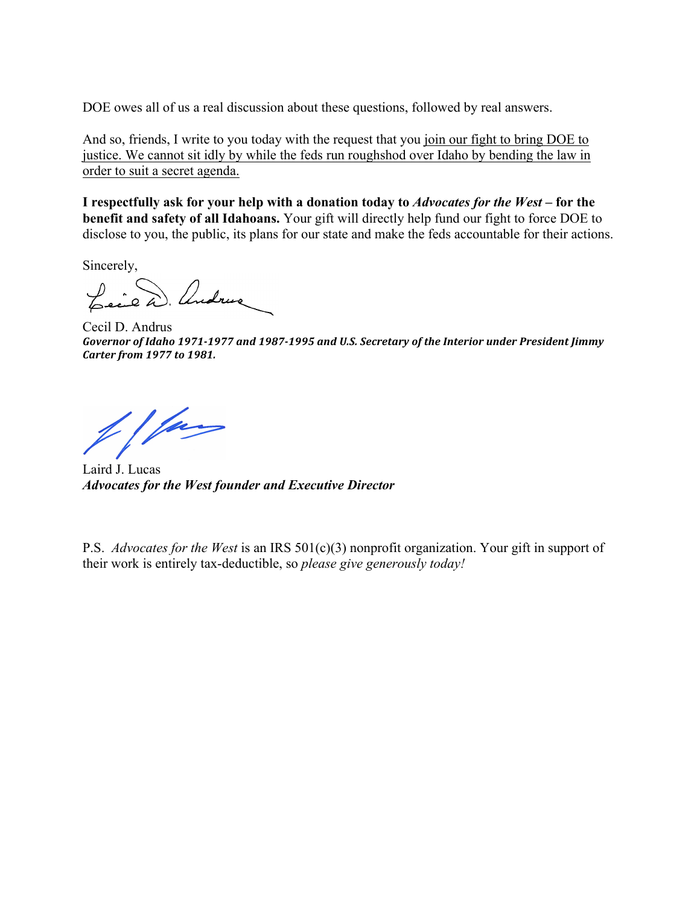DOE owes all of us a real discussion about these questions, followed by real answers.

And so, friends, I write to you today with the request that you <u>join our fight to bring DOE to justice. We cannot sit idly by while the feds run roughshod over Idaho by bending the law in order to suit a secret agenda.</u>

**I respectfully ask for your help with a donation today to *Advocates for the West* – for the benefit and safety of all Idahoans.** Your gift will directly help fund our fight to force DOE to disclose to you, the public, its plans for our state and make the feds accountable for their actions.

Sincerely,

Cecil D. Andrus
***Governor of Idaho 1971-1977 and 1987-1995 and U.S. Secretary of the Interior under President Jimmy Carter from 1977 to 1981.***

Laird J. Lucas
***Advocates for the West founder and Executive Director***

P.S. *Advocates for the West* is an IRS 501(c)(3) nonprofit organization. Your gift in support of their work is entirely tax-deductible, so *please give generously today!*